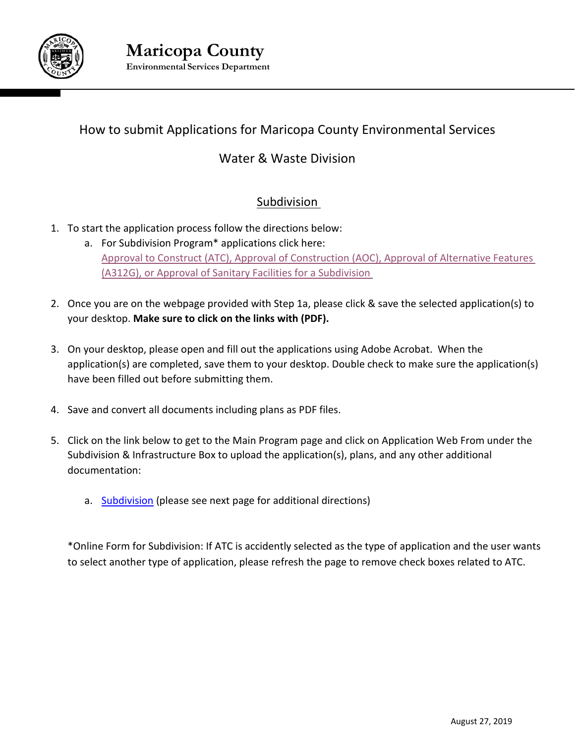# Maricopa County

**Environmental Services Department**

## How to submit Applications for Maricopa County Environmental Services

## Water & Waste Division

### Subdivision

1. To start the application process follow the directions below:
   a. For Subdivision Program* applications click here: Approval to Construct (ATC), Approval of Construction (AOC), Approval of Alternative Features (A312G), or Approval of Sanitary Facilities for a Subdivision

2. Once you are on the webpage provided with Step 1a, please click & save the selected application(s) to your desktop. **Make sure to click on the links with (PDF).**

3. On your desktop, please open and fill out the applications using Adobe Acrobat. When the application(s) are completed, save them to your desktop. Double check to make sure the application(s) have been filled out before submitting them.

4. Save and convert all documents including plans as PDF files.

5. Click on the link below to get to the Main Program page and click on Application Web From under the Subdivision & Infrastructure Box to upload the application(s), plans, and any other additional documentation:

   a. Subdivision (please see next page for additional directions)

*Online Form for Subdivision: If ATC is accidently selected as the type of application and the user wants to select another type of application, please refresh the page to remove check boxes related to ATC.

August 27, 2019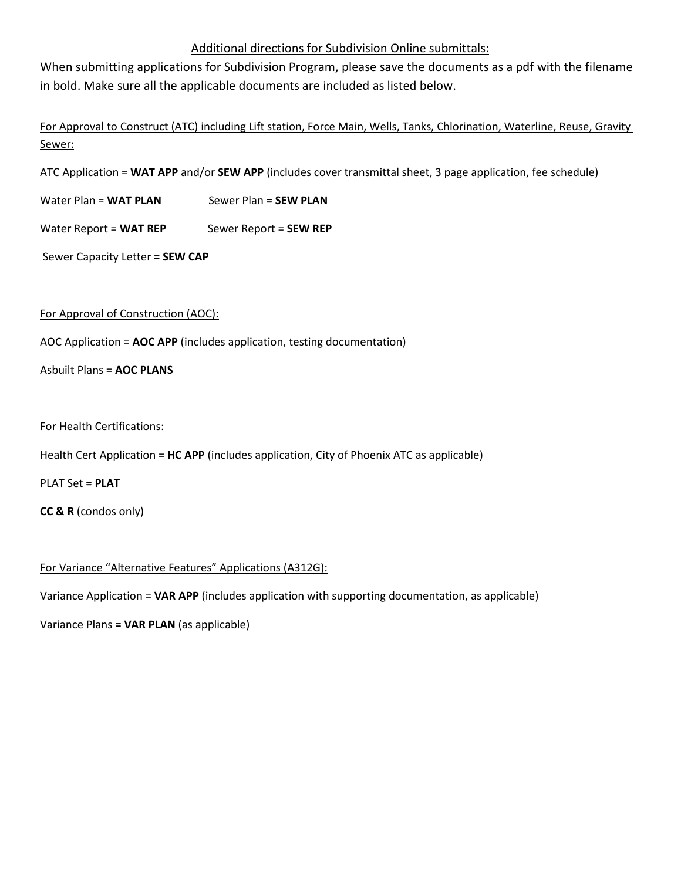Additional directions for Subdivision Online submittals:

When submitting applications for Subdivision Program, please save the documents as a pdf with the filename in bold. Make sure all the applicable documents are included as listed below.

For Approval to Construct (ATC) including Lift station, Force Main, Wells, Tanks, Chlorination, Waterline, Reuse, Gravity Sewer:

ATC Application = **WAT APP** and/or **SEW APP** (includes cover transmittal sheet, 3 page application, fee schedule)

Water Plan = **WAT PLAN** Sewer Plan **= SEW PLAN**

Water Report = **WAT REP** Sewer Report = **SEW REP**

Sewer Capacity Letter **= SEW CAP**

For Approval of Construction (AOC):

AOC Application = **AOC APP** (includes application, testing documentation)

Asbuilt Plans = **AOC PLANS**

For Health Certifications:

Health Cert Application = **HC APP** (includes application, City of Phoenix ATC as applicable)

PLAT Set **= PLAT**

**CC & R** (condos only)

For Variance "Alternative Features" Applications (A312G):

Variance Application = **VAR APP** (includes application with supporting documentation, as applicable)

Variance Plans **= VAR PLAN** (as applicable)